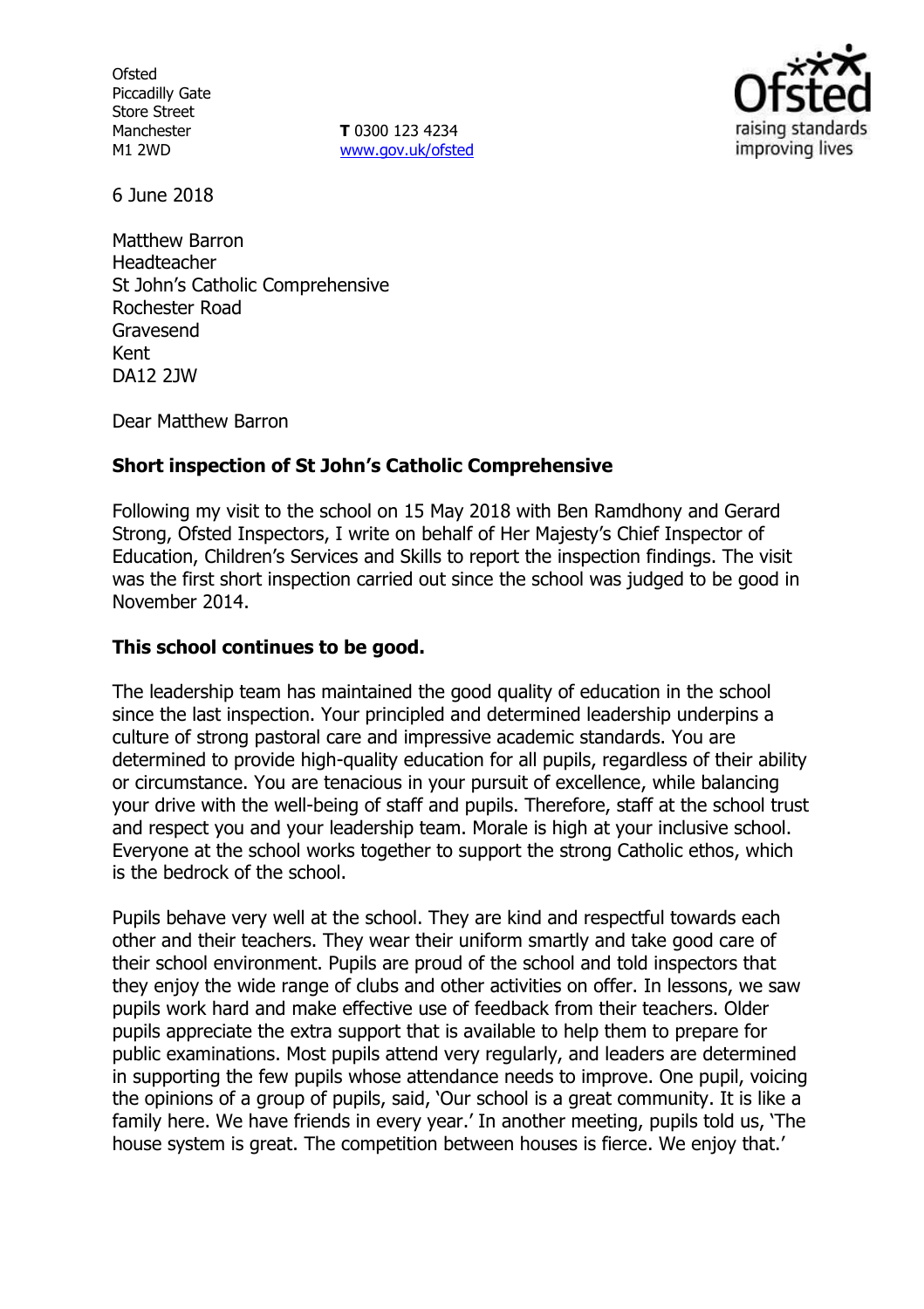Ofsted
Piccadilly Gate
Store Street
Manchester
M1 2WD

**T** 0300 123 4234
www.gov.uk/ofsted

6 June 2018

Matthew Barron
Headteacher
St John's Catholic Comprehensive
Rochester Road
Gravesend
Kent
DA12 2JW

Dear Matthew Barron

**Short inspection of St John's Catholic Comprehensive**

Following my visit to the school on 15 May 2018 with Ben Ramdhony and Gerard Strong, Ofsted Inspectors, I write on behalf of Her Majesty's Chief Inspector of Education, Children's Services and Skills to report the inspection findings. The visit was the first short inspection carried out since the school was judged to be good in November 2014.

**This school continues to be good.**

The leadership team has maintained the good quality of education in the school since the last inspection. Your principled and determined leadership underpins a culture of strong pastoral care and impressive academic standards. You are determined to provide high-quality education for all pupils, regardless of their ability or circumstance. You are tenacious in your pursuit of excellence, while balancing your drive with the well-being of staff and pupils. Therefore, staff at the school trust and respect you and your leadership team. Morale is high at your inclusive school. Everyone at the school works together to support the strong Catholic ethos, which is the bedrock of the school.

Pupils behave very well at the school. They are kind and respectful towards each other and their teachers. They wear their uniform smartly and take good care of their school environment. Pupils are proud of the school and told inspectors that they enjoy the wide range of clubs and other activities on offer. In lessons, we saw pupils work hard and make effective use of feedback from their teachers. Older pupils appreciate the extra support that is available to help them to prepare for public examinations. Most pupils attend very regularly, and leaders are determined in supporting the few pupils whose attendance needs to improve. One pupil, voicing the opinions of a group of pupils, said, 'Our school is a great community. It is like a family here. We have friends in every year.' In another meeting, pupils told us, 'The house system is great. The competition between houses is fierce. We enjoy that.'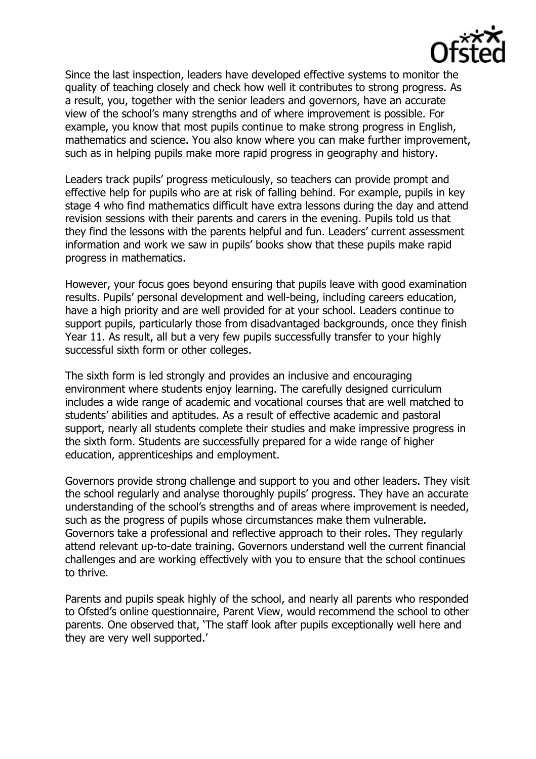Since the last inspection, leaders have developed effective systems to monitor the quality of teaching closely and check how well it contributes to strong progress. As a result, you, together with the senior leaders and governors, have an accurate view of the school's many strengths and of where improvement is possible. For example, you know that most pupils continue to make strong progress in English, mathematics and science. You also know where you can make further improvement, such as in helping pupils make more rapid progress in geography and history.

Leaders track pupils' progress meticulously, so teachers can provide prompt and effective help for pupils who are at risk of falling behind. For example, pupils in key stage 4 who find mathematics difficult have extra lessons during the day and attend revision sessions with their parents and carers in the evening. Pupils told us that they find the lessons with the parents helpful and fun. Leaders' current assessment information and work we saw in pupils' books show that these pupils make rapid progress in mathematics.

However, your focus goes beyond ensuring that pupils leave with good examination results. Pupils' personal development and well-being, including careers education, have a high priority and are well provided for at your school. Leaders continue to support pupils, particularly those from disadvantaged backgrounds, once they finish Year 11. As result, all but a very few pupils successfully transfer to your highly successful sixth form or other colleges.

The sixth form is led strongly and provides an inclusive and encouraging environment where students enjoy learning. The carefully designed curriculum includes a wide range of academic and vocational courses that are well matched to students' abilities and aptitudes. As a result of effective academic and pastoral support, nearly all students complete their studies and make impressive progress in the sixth form. Students are successfully prepared for a wide range of higher education, apprenticeships and employment.

Governors provide strong challenge and support to you and other leaders. They visit the school regularly and analyse thoroughly pupils' progress. They have an accurate understanding of the school's strengths and of areas where improvement is needed, such as the progress of pupils whose circumstances make them vulnerable. Governors take a professional and reflective approach to their roles. They regularly attend relevant up-to-date training. Governors understand well the current financial challenges and are working effectively with you to ensure that the school continues to thrive.

Parents and pupils speak highly of the school, and nearly all parents who responded to Ofsted's online questionnaire, Parent View, would recommend the school to other parents. One observed that, 'The staff look after pupils exceptionally well here and they are very well supported.'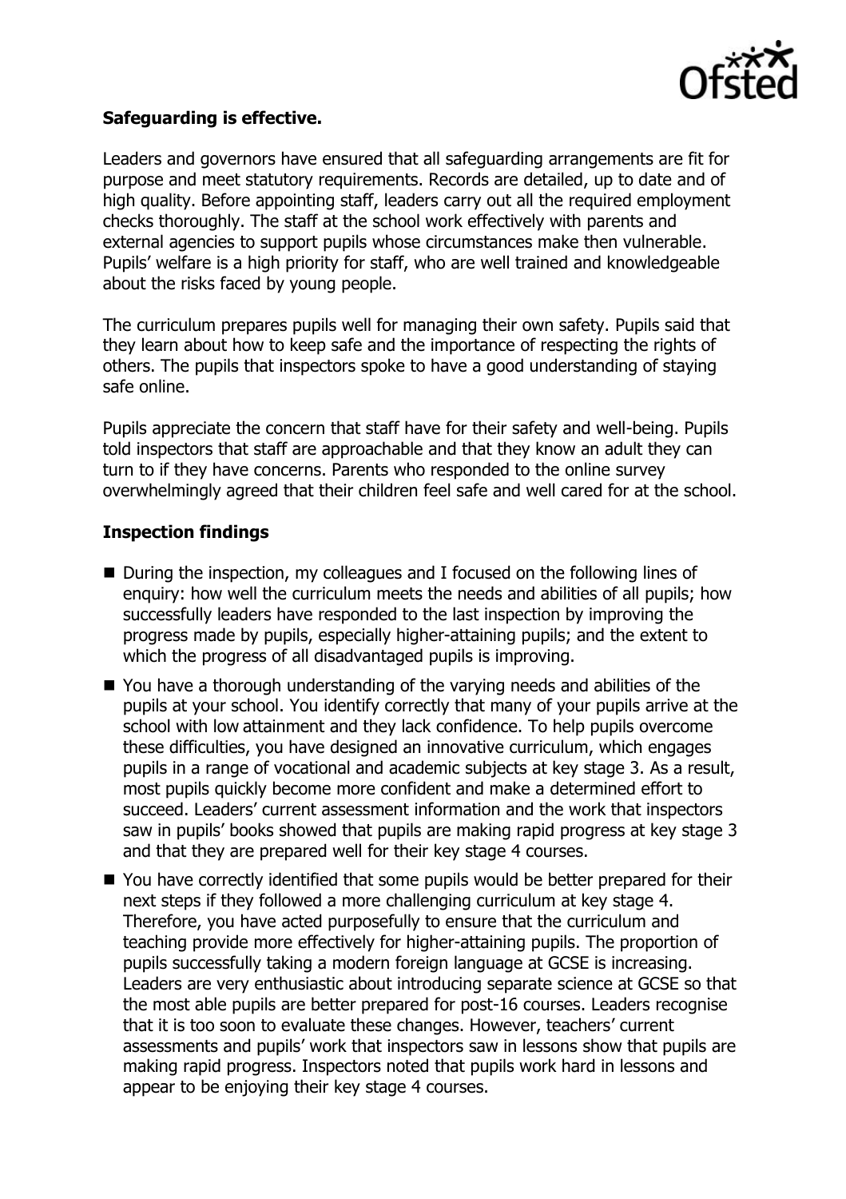**Safeguarding is effective.**

Leaders and governors have ensured that all safeguarding arrangements are fit for purpose and meet statutory requirements. Records are detailed, up to date and of high quality. Before appointing staff, leaders carry out all the required employment checks thoroughly. The staff at the school work effectively with parents and external agencies to support pupils whose circumstances make then vulnerable. Pupils' welfare is a high priority for staff, who are well trained and knowledgeable about the risks faced by young people.

The curriculum prepares pupils well for managing their own safety. Pupils said that they learn about how to keep safe and the importance of respecting the rights of others. The pupils that inspectors spoke to have a good understanding of staying safe online.

Pupils appreciate the concern that staff have for their safety and well-being. Pupils told inspectors that staff are approachable and that they know an adult they can turn to if they have concerns. Parents who responded to the online survey overwhelmingly agreed that their children feel safe and well cared for at the school.

## Inspection findings

- During the inspection, my colleagues and I focused on the following lines of enquiry: how well the curriculum meets the needs and abilities of all pupils; how successfully leaders have responded to the last inspection by improving the progress made by pupils, especially higher-attaining pupils; and the extent to which the progress of all disadvantaged pupils is improving.
- You have a thorough understanding of the varying needs and abilities of the pupils at your school. You identify correctly that many of your pupils arrive at the school with low attainment and they lack confidence. To help pupils overcome these difficulties, you have designed an innovative curriculum, which engages pupils in a range of vocational and academic subjects at key stage 3. As a result, most pupils quickly become more confident and make a determined effort to succeed. Leaders' current assessment information and the work that inspectors saw in pupils' books showed that pupils are making rapid progress at key stage 3 and that they are prepared well for their key stage 4 courses.
- You have correctly identified that some pupils would be better prepared for their next steps if they followed a more challenging curriculum at key stage 4. Therefore, you have acted purposefully to ensure that the curriculum and teaching provide more effectively for higher-attaining pupils. The proportion of pupils successfully taking a modern foreign language at GCSE is increasing. Leaders are very enthusiastic about introducing separate science at GCSE so that the most able pupils are better prepared for post-16 courses. Leaders recognise that it is too soon to evaluate these changes. However, teachers' current assessments and pupils' work that inspectors saw in lessons show that pupils are making rapid progress. Inspectors noted that pupils work hard in lessons and appear to be enjoying their key stage 4 courses.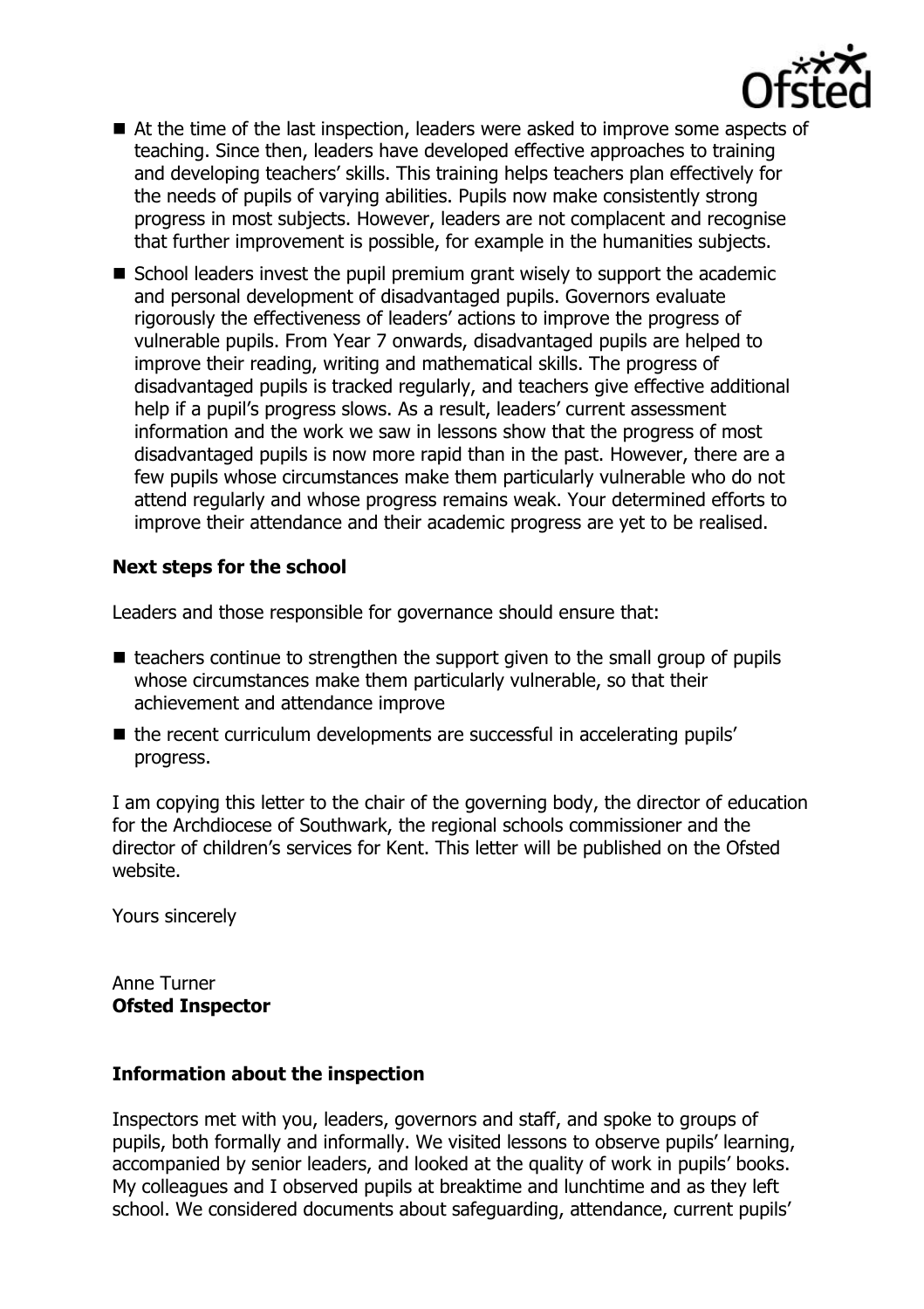- At the time of the last inspection, leaders were asked to improve some aspects of teaching. Since then, leaders have developed effective approaches to training and developing teachers' skills. This training helps teachers plan effectively for the needs of pupils of varying abilities. Pupils now make consistently strong progress in most subjects. However, leaders are not complacent and recognise that further improvement is possible, for example in the humanities subjects.
- School leaders invest the pupil premium grant wisely to support the academic and personal development of disadvantaged pupils. Governors evaluate rigorously the effectiveness of leaders' actions to improve the progress of vulnerable pupils. From Year 7 onwards, disadvantaged pupils are helped to improve their reading, writing and mathematical skills. The progress of disadvantaged pupils is tracked regularly, and teachers give effective additional help if a pupil's progress slows. As a result, leaders' current assessment information and the work we saw in lessons show that the progress of most disadvantaged pupils is now more rapid than in the past. However, there are a few pupils whose circumstances make them particularly vulnerable who do not attend regularly and whose progress remains weak. Your determined efforts to improve their attendance and their academic progress are yet to be realised.

### Next steps for the school

Leaders and those responsible for governance should ensure that:

- teachers continue to strengthen the support given to the small group of pupils whose circumstances make them particularly vulnerable, so that their achievement and attendance improve
- the recent curriculum developments are successful in accelerating pupils' progress.

I am copying this letter to the chair of the governing body, the director of education for the Archdiocese of Southwark, the regional schools commissioner and the director of children's services for Kent. This letter will be published on the Ofsted website.

Yours sincerely

Anne Turner
**Ofsted Inspector**

### Information about the inspection

Inspectors met with you, leaders, governors and staff, and spoke to groups of pupils, both formally and informally. We visited lessons to observe pupils' learning, accompanied by senior leaders, and looked at the quality of work in pupils' books. My colleagues and I observed pupils at breaktime and lunchtime and as they left school. We considered documents about safeguarding, attendance, current pupils'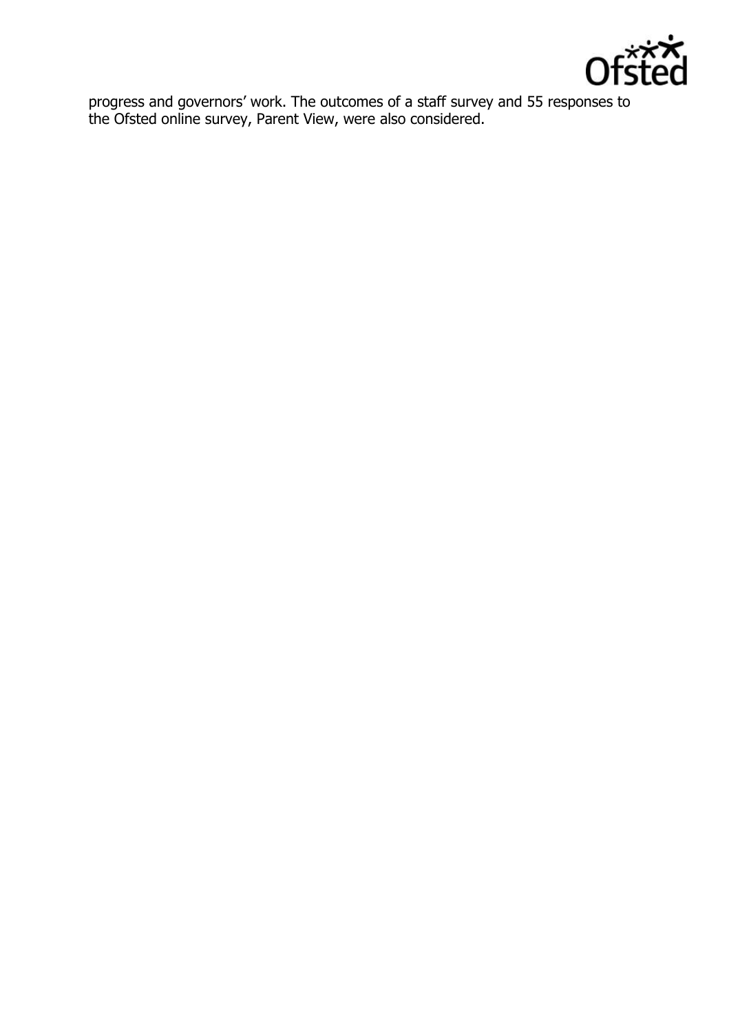progress and governors' work. The outcomes of a staff survey and 55 responses to the Ofsted online survey, Parent View, were also considered.